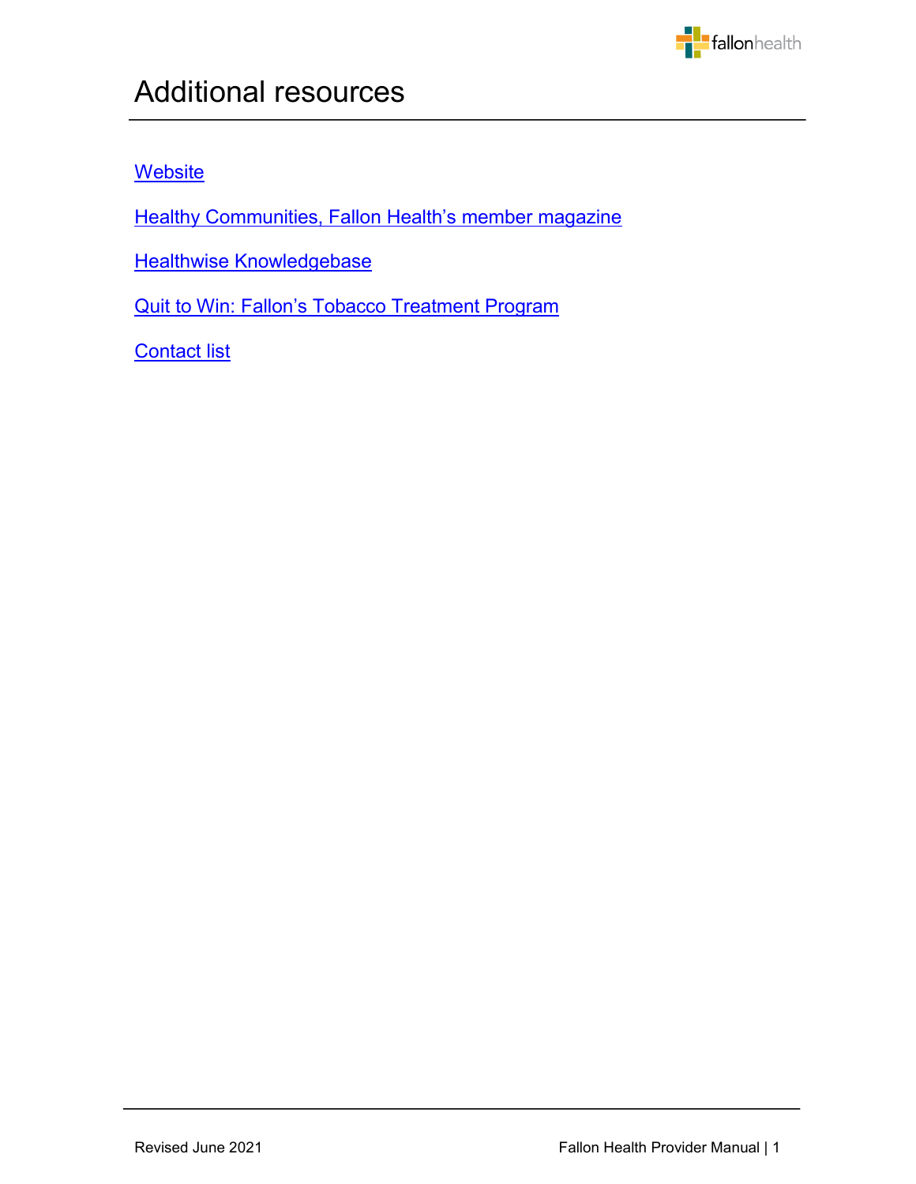# Additional resources

Website

Healthy Communities, Fallon Health's member magazine

Healthwise Knowledgebase

Quit to Win: Fallon's Tobacco Treatment Program

Contact list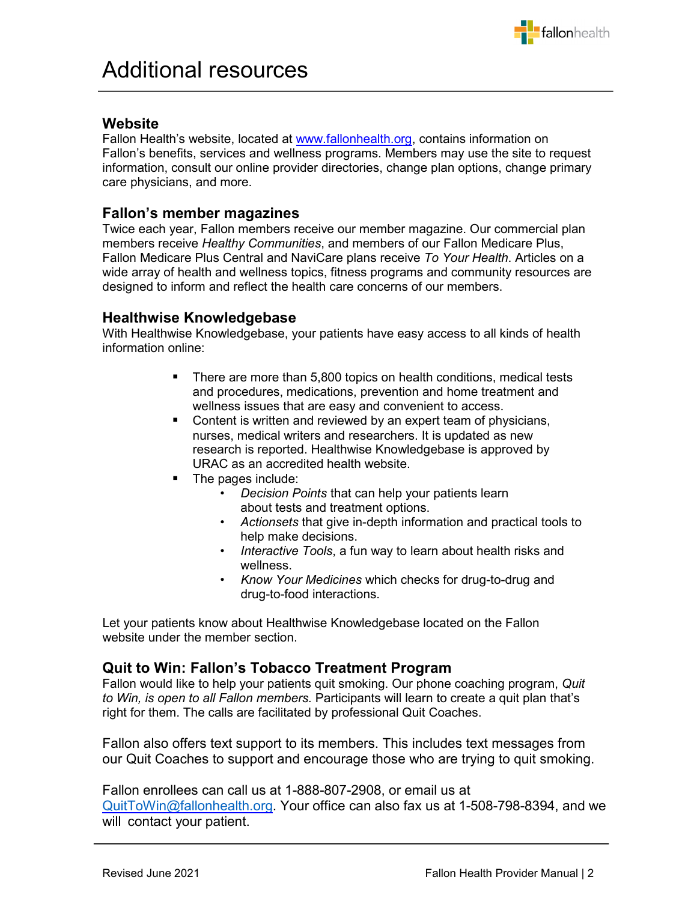# Additional resources

## Website

Fallon Health's website, located at www.fallonhealth.org, contains information on Fallon's benefits, services and wellness programs. Members may use the site to request information, consult our online provider directories, change plan options, change primary care physicians, and more.

## Fallon's member magazines

Twice each year, Fallon members receive our member magazine. Our commercial plan members receive *Healthy Communities*, and members of our Fallon Medicare Plus, Fallon Medicare Plus Central and NaviCare plans receive *To Your Health*. Articles on a wide array of health and wellness topics, fitness programs and community resources are designed to inform and reflect the health care concerns of our members.

## Healthwise Knowledgebase

With Healthwise Knowledgebase, your patients have easy access to all kinds of health information online:

- There are more than 5,800 topics on health conditions, medical tests and procedures, medications, prevention and home treatment and wellness issues that are easy and convenient to access.
- Content is written and reviewed by an expert team of physicians, nurses, medical writers and researchers. It is updated as new research is reported. Healthwise Knowledgebase is approved by URAC as an accredited health website.
- The pages include:
  - *Decision Points* that can help your patients learn about tests and treatment options.
  - *Actionsets* that give in-depth information and practical tools to help make decisions.
  - *Interactive Tools*, a fun way to learn about health risks and wellness.
  - *Know Your Medicines* which checks for drug-to-drug and drug-to-food interactions.

Let your patients know about Healthwise Knowledgebase located on the Fallon website under the member section.

## Quit to Win: Fallon's Tobacco Treatment Program

Fallon would like to help your patients quit smoking. Our phone coaching program, *Quit to Win, is open to all Fallon members.* Participants will learn to create a quit plan that's right for them. The calls are facilitated by professional Quit Coaches.

Fallon also offers text support to its members. This includes text messages from our Quit Coaches to support and encourage those who are trying to quit smoking.

Fallon enrollees can call us at 1-888-807-2908, or email us at QuitToWin@fallonhealth.org. Your office can also fax us at 1-508-798-8394, and we will contact your patient.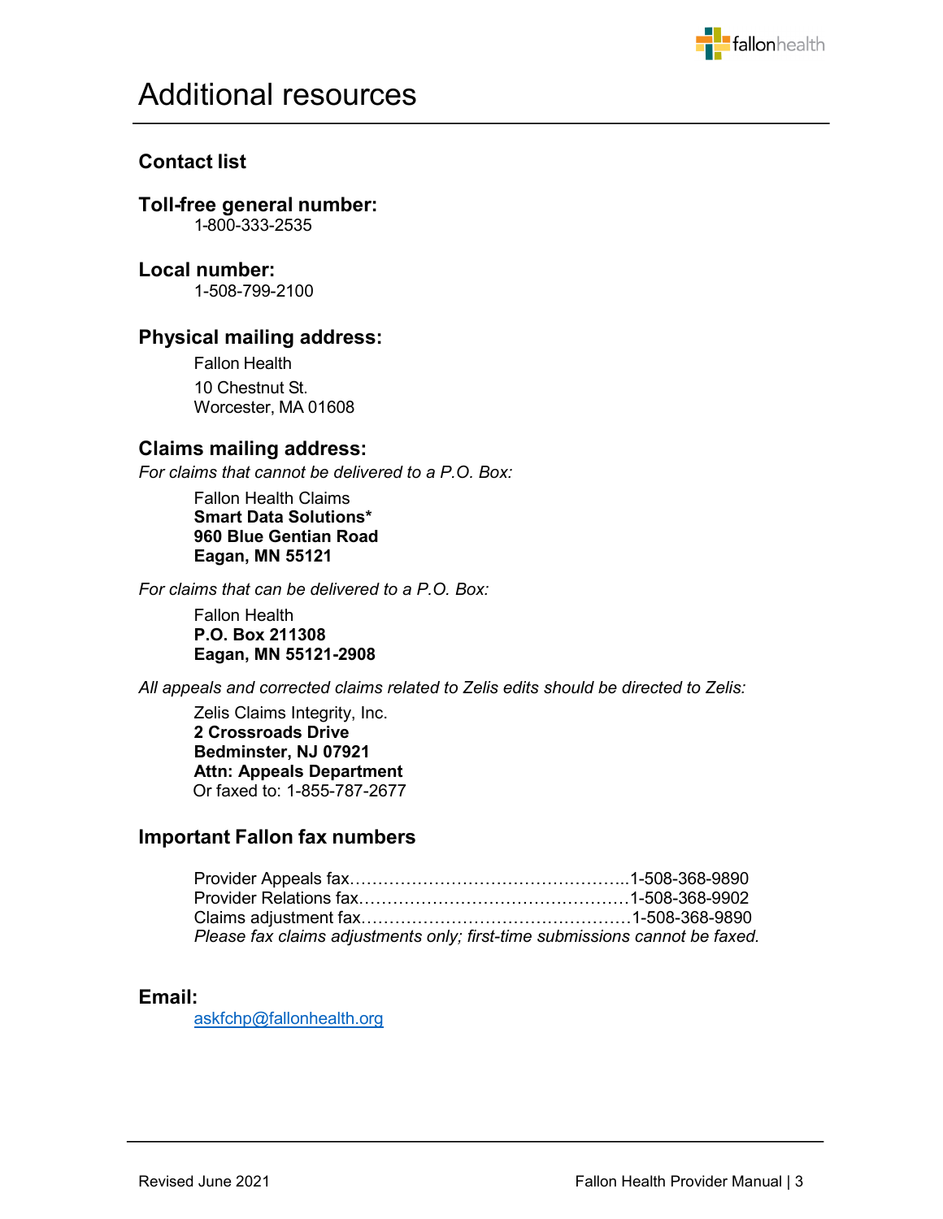# Additional resources

## Contact list

### Toll-free general number:

1-800-333-2535

### Local number:

1-508-799-2100

### Physical mailing address:

Fallon Health
10 Chestnut St.
Worcester, MA 01608

### Claims mailing address:

*For claims that cannot be delivered to a P.O. Box:*

Fallon Health Claims
**Smart Data Solutions***
**960 Blue Gentian Road**
**Eagan, MN 55121**

*For claims that can be delivered to a P.O. Box:*

Fallon Health
**P.O. Box 211308**
**Eagan, MN 55121-2908**

*All appeals and corrected claims related to Zelis edits should be directed to Zelis:*

Zelis Claims Integrity, Inc.
**2 Crossroads Drive**
**Bedminster, NJ 07921**
**Attn: Appeals Department**
Or faxed to: 1-855-787-2677

### Important Fallon fax numbers

Provider Appeals fax…………………………………………..1-508-368-9890
Provider Relations fax…………………………………………1-508-368-9902
Claims adjustment fax…………………………………………1-508-368-9890
*Please fax claims adjustments only; first-time submissions cannot be faxed.*

### Email:

askfchp@fallonhealth.org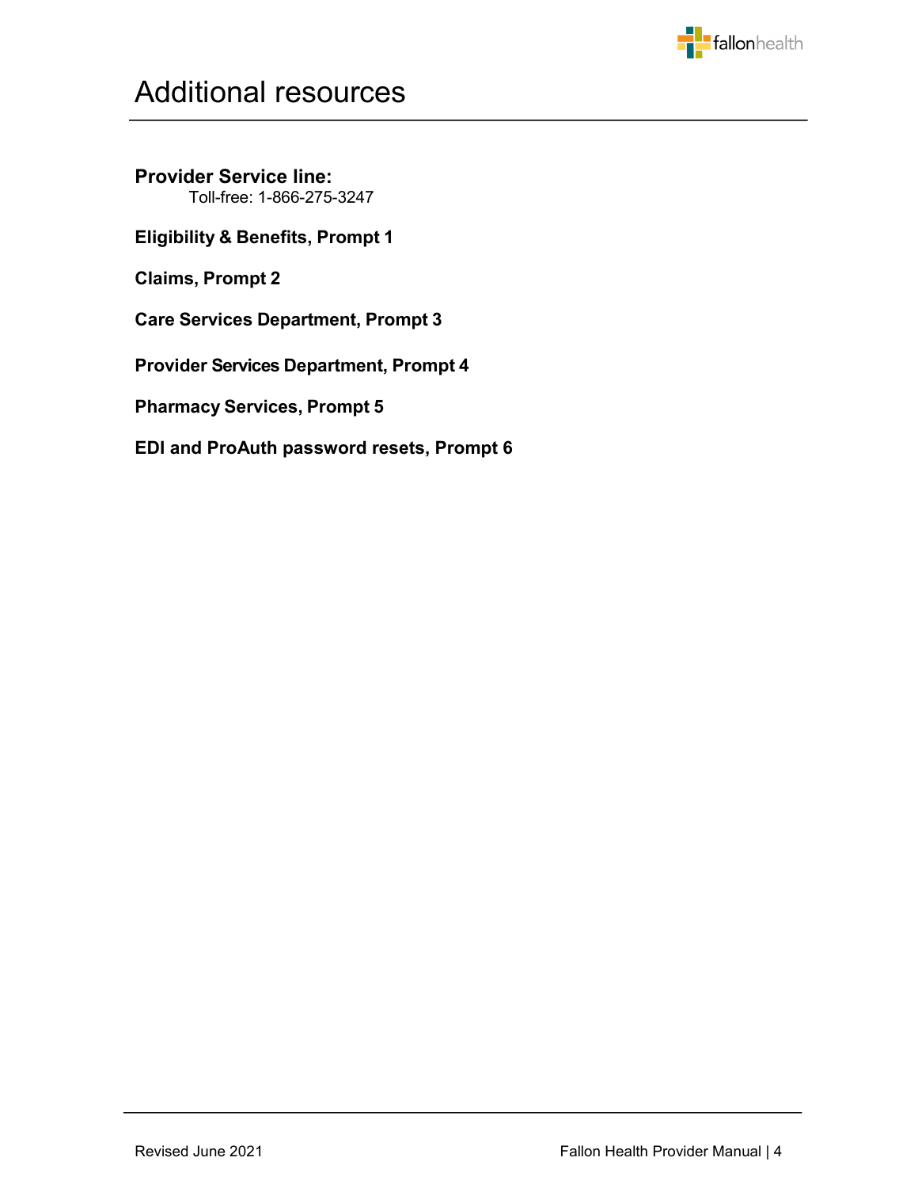# Additional resources

**Provider Service line:**
Toll-free: 1-866-275-3247

**Eligibility & Benefits, Prompt 1**

**Claims, Prompt 2**

**Care Services Department, Prompt 3**

**Provider Services Department, Prompt 4**

**Pharmacy Services, Prompt 5**

**EDI and ProAuth password resets, Prompt 6**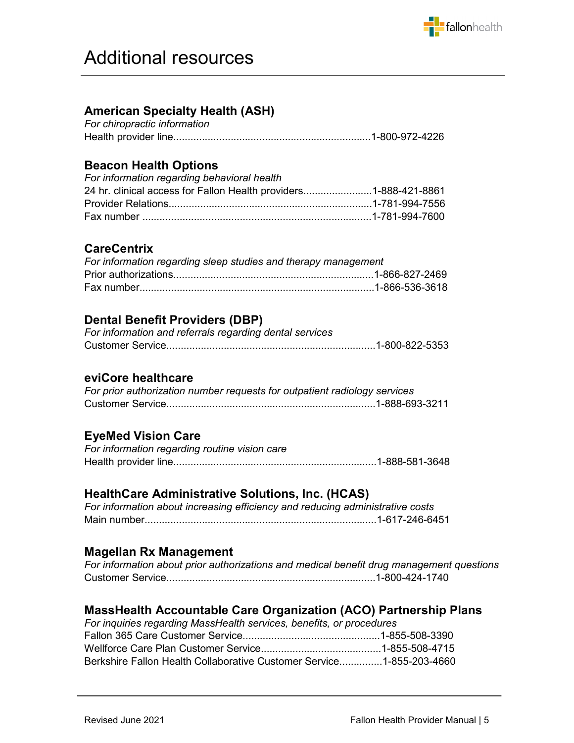# Additional resources

## American Specialty Health (ASH)

*For chiropractic information*

Health provider line....................................................................1-800-972-4226

## Beacon Health Options

*For information regarding behavioral health*

24 hr. clinical access for Fallon Health providers........................1-888-421-8861

Provider Relations.......................................................................1-781-994-7556

Fax number ................................................................................1-781-994-7600

## CareCentrix

*For information regarding sleep studies and therapy management*

Prior authorizations......................................................................1-866-827-2469

Fax number.................................................................................1-866-536-3618

## Dental Benefit Providers (DBP)

*For information and referrals regarding dental services*

Customer Service.........................................................................1-800-822-5353

## eviCore healthcare

*For prior authorization number requests for outpatient radiology services*

Customer Service.........................................................................1-888-693-3211

## EyeMed Vision Care

*For information regarding routine vision care*

Health provider line.......................................................................1-888-581-3648

## HealthCare Administrative Solutions, Inc. (HCAS)

*For information about increasing efficiency and reducing administrative costs*

Main number.................................................................................1-617-246-6451

## Magellan Rx Management

*For information about prior authorizations and medical benefit drug management questions*

Customer Service.........................................................................1-800-424-1740

## MassHealth Accountable Care Organization (ACO) Partnership Plans

*For inquiries regarding MassHealth services, benefits, or procedures*

Fallon 365 Care Customer Service................................................1-855-508-3390

Wellforce Care Plan Customer Service..........................................1-855-508-4715

Berkshire Fallon Health Collaborative Customer Service..............1-855-203-4660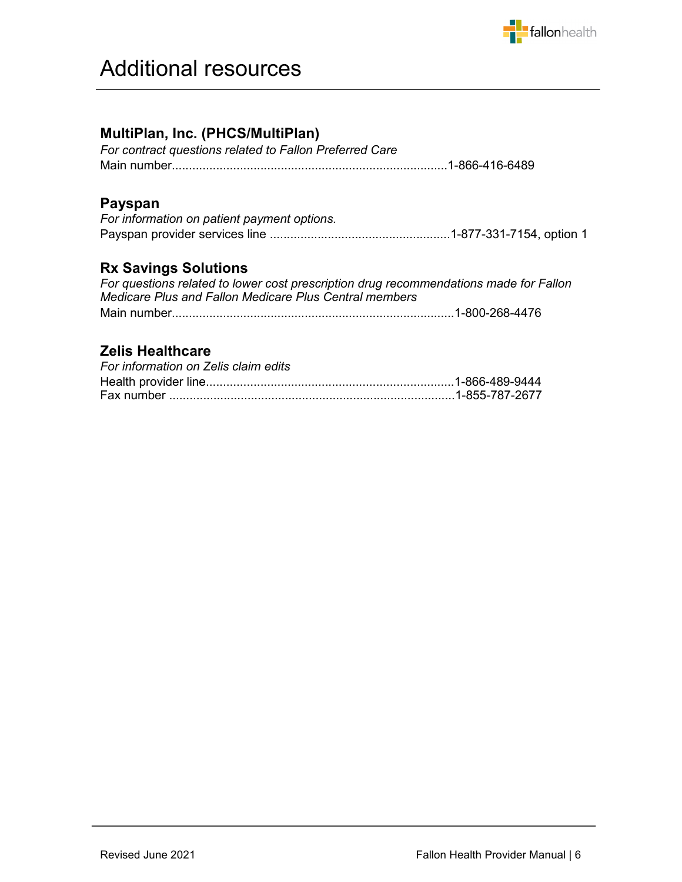# Additional resources

### MultiPlan, Inc. (PHCS/MultiPlan)

*For contract questions related to Fallon Preferred Care*

Main number.................................................................................1-866-416-6489

### Payspan

*For information on patient payment options.*

Payspan provider services line .....................................................1-877-331-7154, option 1

### Rx Savings Solutions

*For questions related to lower cost prescription drug recommendations made for Fallon Medicare Plus and Fallon Medicare Plus Central members*

Main number...................................................................................1-800-268-4476

### Zelis Healthcare

*For information on Zelis claim edits*

Health provider line.........................................................................1-866-489-9444
Fax number ....................................................................................1-855-787-2677